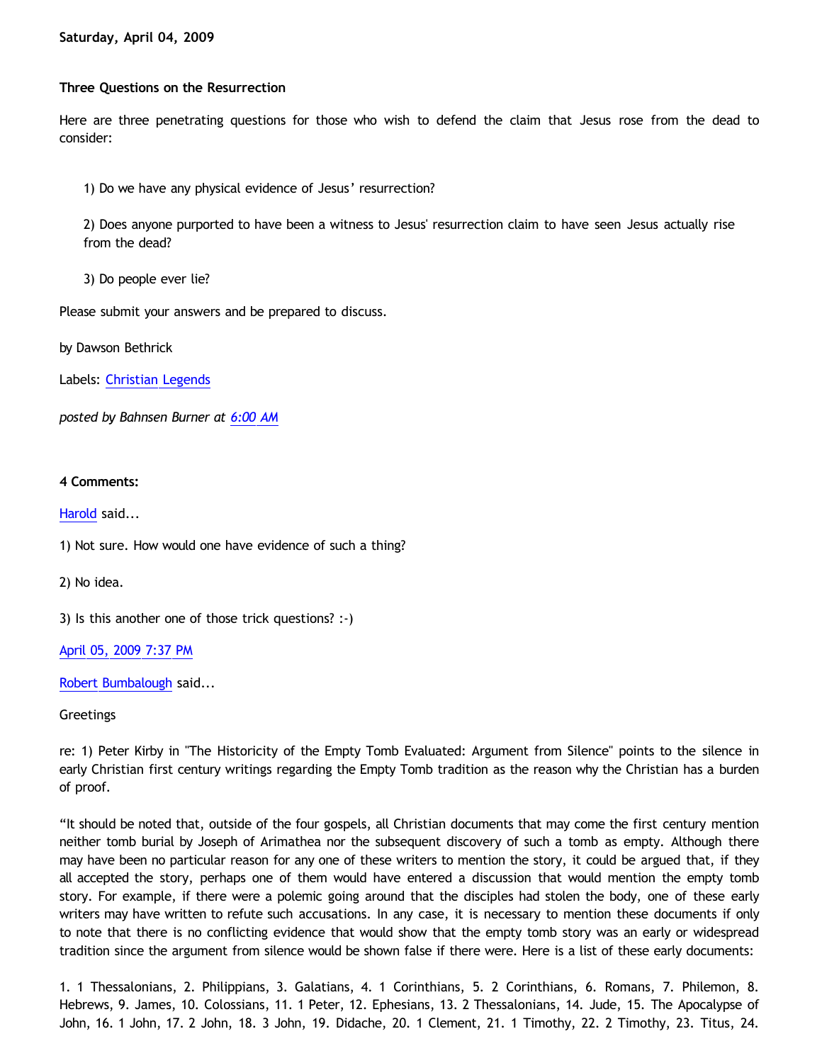**Saturday, April 04, 2009**

**Three Questions on the Resurrection**

Here are three penetrating questions for those who wish to defend the claim that Jesus rose from the dead to consider:

1) Do we have any physical evidence of Jesus' resurrection?

2) Does anyone purported to have been a witness to Jesus' resurrection claim to have seen Jesus actually rise from the dead?

3) Do people ever lie?

Please submit your answers and be prepared to discuss.

by Dawson Bethrick

Labels: Christian Legends

*posted by Bahnsen Burner at 6:00 AM*

**4 Comments:**

Harold said...

1) Not sure. How would one have evidence of such a thing?

2) No idea.

3) Is this another one of those trick questions? :-)

April 05, 2009 7:37 PM

Robert Bumbalough said...

Greetings

re: 1) Peter Kirby in "The Historicity of the Empty Tomb Evaluated: Argument from Silence" points to the silence in early Christian first century writings regarding the Empty Tomb tradition as the reason why the Christian has a burden of proof.

"It should be noted that, outside of the four gospels, all Christian documents that may come the first century mention neither tomb burial by Joseph of Arimathea nor the subsequent discovery of such a tomb as empty. Although there may have been no particular reason for any one of these writers to mention the story, it could be argued that, if they all accepted the story, perhaps one of them would have entered a discussion that would mention the empty tomb story. For example, if there were a polemic going around that the disciples had stolen the body, one of these early writers may have written to refute such accusations. In any case, it is necessary to mention these documents if only to note that there is no conflicting evidence that would show that the empty tomb story was an early or widespread tradition since the argument from silence would be shown false if there were. Here is a list of these early documents:

1. 1 Thessalonians, 2. Philippians, 3. Galatians, 4. 1 Corinthians, 5. 2 Corinthians, 6. Romans, 7. Philemon, 8. Hebrews, 9. James, 10. Colossians, 11. 1 Peter, 12. Ephesians, 13. 2 Thessalonians, 14. Jude, 15. The Apocalypse of John, 16. 1 John, 17. 2 John, 18. 3 John, 19. Didache, 20. 1 Clement, 21. 1 Timothy, 22. 2 Timothy, 23. Titus, 24.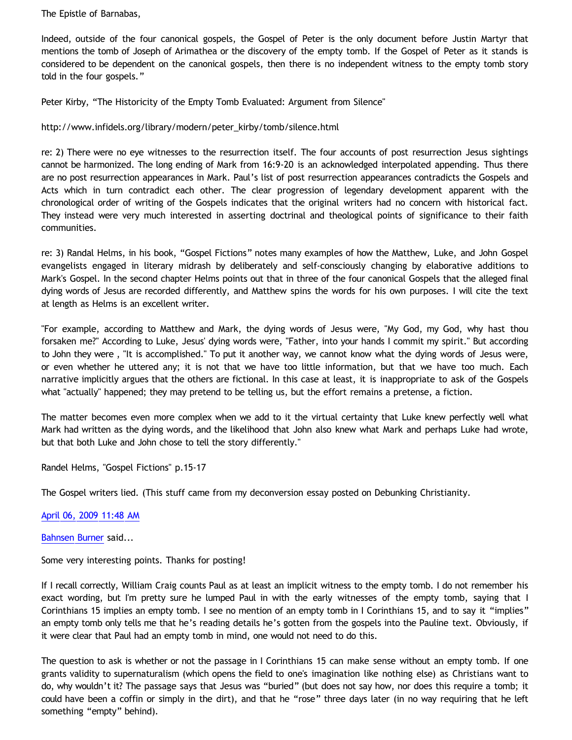The Epistle of Barnabas,

Indeed, outside of the four canonical gospels, the Gospel of Peter is the only document before Justin Martyr that mentions the tomb of Joseph of Arimathea or the discovery of the empty tomb. If the Gospel of Peter as it stands is considered to be dependent on the canonical gospels, then there is no independent witness to the empty tomb story told in the four gospels."

Peter Kirby, "The Historicity of the Empty Tomb Evaluated: Argument from Silence"

http://www.infidels.org/library/modern/peter_kirby/tomb/silence.html

re: 2) There were no eye witnesses to the resurrection itself. The four accounts of post resurrection Jesus sightings cannot be harmonized. The long ending of Mark from 16:9-20 is an acknowledged interpolated appending. Thus there are no post resurrection appearances in Mark. Paul's list of post resurrection appearances contradicts the Gospels and Acts which in turn contradict each other. The clear progression of legendary development apparent with the chronological order of writing of the Gospels indicates that the original writers had no concern with historical fact. They instead were very much interested in asserting doctrinal and theological points of significance to their faith communities.

re: 3) Randal Helms, in his book, "Gospel Fictions" notes many examples of how the Matthew, Luke, and John Gospel evangelists engaged in literary midrash by deliberately and self-consciously changing by elaborative additions to Mark's Gospel. In the second chapter Helms points out that in three of the four canonical Gospels that the alleged final dying words of Jesus are recorded differently, and Matthew spins the words for his own purposes. I will cite the text at length as Helms is an excellent writer.

"For example, according to Matthew and Mark, the dying words of Jesus were, "My God, my God, why hast thou forsaken me?" According to Luke, Jesus' dying words were, "Father, into your hands I commit my spirit." But according to John they were , "It is accomplished." To put it another way, we cannot know what the dying words of Jesus were, or even whether he uttered any; it is not that we have too little information, but that we have too much. Each narrative implicitly argues that the others are fictional. In this case at least, it is inappropriate to ask of the Gospels what "actually" happened; they may pretend to be telling us, but the effort remains a pretense, a fiction.

The matter becomes even more complex when we add to it the virtual certainty that Luke knew perfectly well what Mark had written as the dying words, and the likelihood that John also knew what Mark and perhaps Luke had wrote, but that both Luke and John chose to tell the story differently."

Randel Helms, "Gospel Fictions" p.15-17

The Gospel writers lied. (This stuff came from my deconversion essay posted on Debunking Christianity.

April 06, 2009 11:48 AM

Bahnsen Burner said...

Some very interesting points. Thanks for posting!

If I recall correctly, William Craig counts Paul as at least an implicit witness to the empty tomb. I do not remember his exact wording, but I'm pretty sure he lumped Paul in with the early witnesses of the empty tomb, saying that I Corinthians 15 implies an empty tomb. I see no mention of an empty tomb in I Corinthians 15, and to say it "implies" an empty tomb only tells me that he's reading details he's gotten from the gospels into the Pauline text. Obviously, if it were clear that Paul had an empty tomb in mind, one would not need to do this.

The question to ask is whether or not the passage in I Corinthians 15 can make sense without an empty tomb. If one grants validity to supernaturalism (which opens the field to one's imagination like nothing else) as Christians want to do, why wouldn't it? The passage says that Jesus was "buried" (but does not say how, nor does this require a tomb; it could have been a coffin or simply in the dirt), and that he "rose" three days later (in no way requiring that he left something "empty" behind).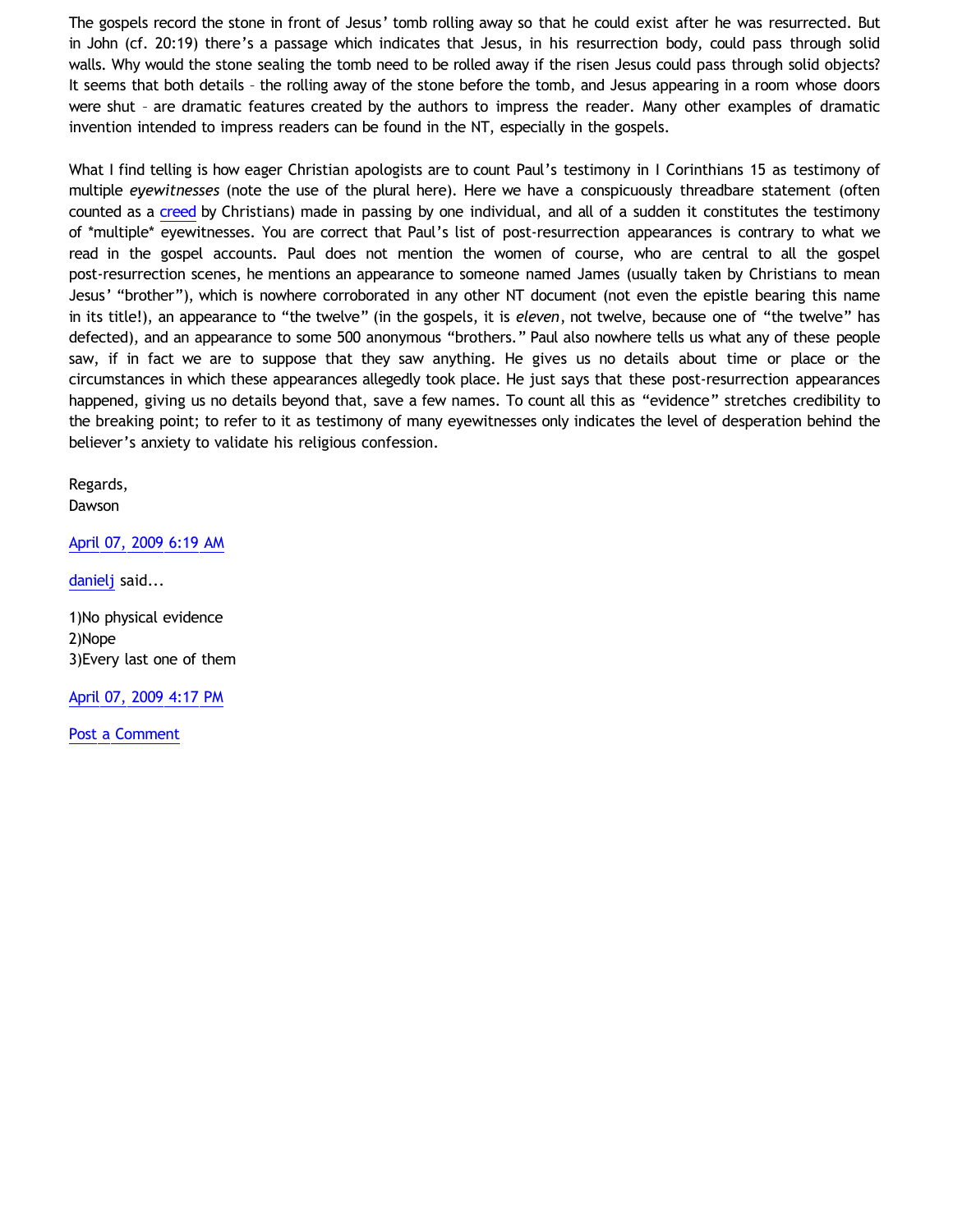The gospels record the stone in front of Jesus' tomb rolling away so that he could exist after he was resurrected. But in John (cf. 20:19) there's a passage which indicates that Jesus, in his resurrection body, could pass through solid walls. Why would the stone sealing the tomb need to be rolled away if the risen Jesus could pass through solid objects? It seems that both details – the rolling away of the stone before the tomb, and Jesus appearing in a room whose doors were shut – are dramatic features created by the authors to impress the reader. Many other examples of dramatic invention intended to impress readers can be found in the NT, especially in the gospels.

What I find telling is how eager Christian apologists are to count Paul's testimony in I Corinthians 15 as testimony of multiple *eyewitnesses* (note the use of the plural here). Here we have a conspicuously threadbare statement (often counted as a creed by Christians) made in passing by one individual, and all of a sudden it constitutes the testimony of *multiple* eyewitnesses. You are correct that Paul's list of post-resurrection appearances is contrary to what we read in the gospel accounts. Paul does not mention the women of course, who are central to all the gospel post-resurrection scenes, he mentions an appearance to someone named James (usually taken by Christians to mean Jesus' "brother"), which is nowhere corroborated in any other NT document (not even the epistle bearing this name in its title!), an appearance to "the twelve" (in the gospels, it is *eleven*, not twelve, because one of "the twelve" has defected), and an appearance to some 500 anonymous "brothers." Paul also nowhere tells us what any of these people saw, if in fact we are to suppose that they saw anything. He gives us no details about time or place or the circumstances in which these appearances allegedly took place. He just says that these post-resurrection appearances happened, giving us no details beyond that, save a few names. To count all this as "evidence" stretches credibility to the breaking point; to refer to it as testimony of many eyewitnesses only indicates the level of desperation behind the believer's anxiety to validate his religious confession.

Regards,
Dawson

April 07, 2009 6:19 AM

danielj said...

1)No physical evidence
2)Nope
3)Every last one of them

April 07, 2009 4:17 PM

Post a Comment